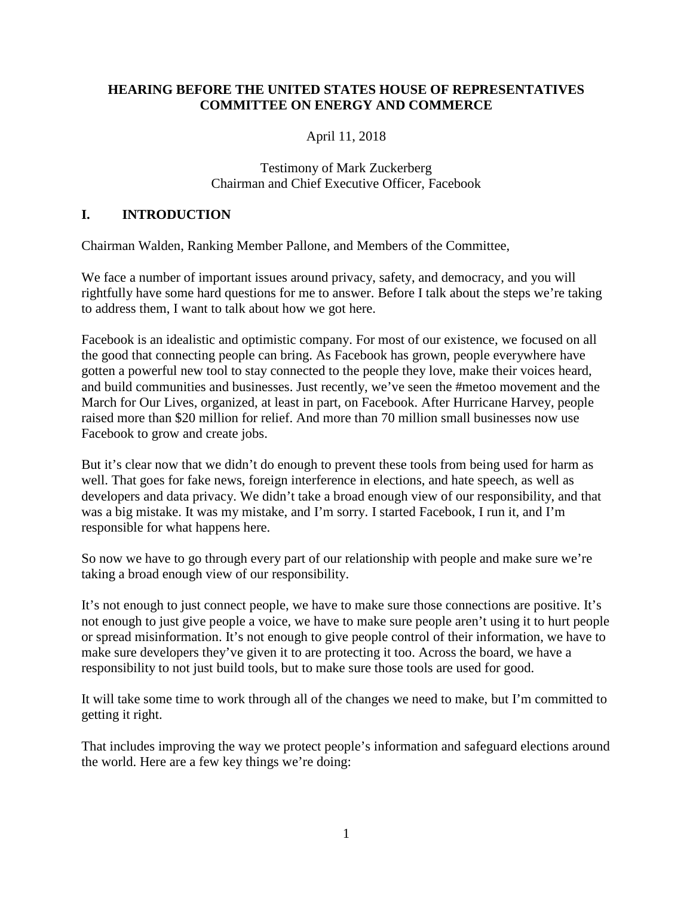**HEARING BEFORE THE UNITED STATES HOUSE OF REPRESENTATIVES COMMITTEE ON ENERGY AND COMMERCE**

April 11, 2018

Testimony of Mark Zuckerberg
Chairman and Chief Executive Officer, Facebook

## I. INTRODUCTION

Chairman Walden, Ranking Member Pallone, and Members of the Committee,

We face a number of important issues around privacy, safety, and democracy, and you will rightfully have some hard questions for me to answer. Before I talk about the steps we're taking to address them, I want to talk about how we got here.

Facebook is an idealistic and optimistic company. For most of our existence, we focused on all the good that connecting people can bring. As Facebook has grown, people everywhere have gotten a powerful new tool to stay connected to the people they love, make their voices heard, and build communities and businesses. Just recently, we've seen the #metoo movement and the March for Our Lives, organized, at least in part, on Facebook. After Hurricane Harvey, people raised more than $20 million for relief. And more than 70 million small businesses now use Facebook to grow and create jobs.

But it's clear now that we didn't do enough to prevent these tools from being used for harm as well. That goes for fake news, foreign interference in elections, and hate speech, as well as developers and data privacy. We didn't take a broad enough view of our responsibility, and that was a big mistake. It was my mistake, and I'm sorry. I started Facebook, I run it, and I'm responsible for what happens here.

So now we have to go through every part of our relationship with people and make sure we're taking a broad enough view of our responsibility.

It's not enough to just connect people, we have to make sure those connections are positive. It's not enough to just give people a voice, we have to make sure people aren't using it to hurt people or spread misinformation. It's not enough to give people control of their information, we have to make sure developers they've given it to are protecting it too. Across the board, we have a responsibility to not just build tools, but to make sure those tools are used for good.

It will take some time to work through all of the changes we need to make, but I'm committed to getting it right.

That includes improving the way we protect people's information and safeguard elections around the world. Here are a few key things we're doing: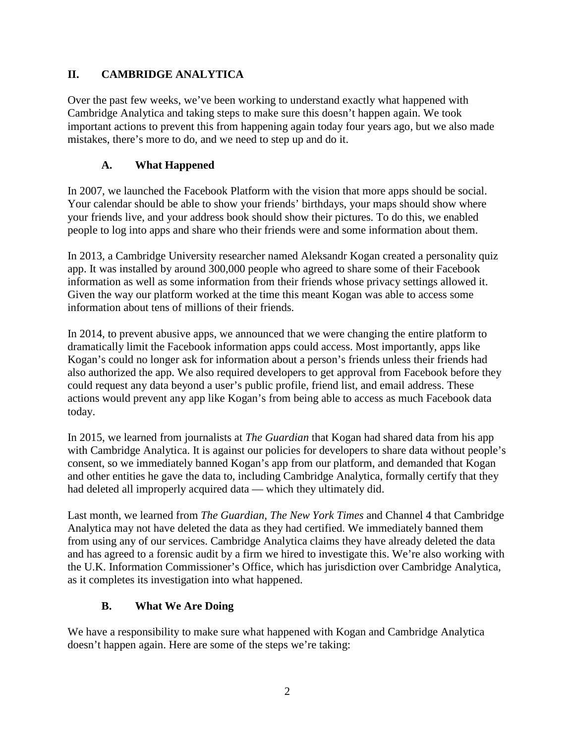## II. CAMBRIDGE ANALYTICA

Over the past few weeks, we've been working to understand exactly what happened with Cambridge Analytica and taking steps to make sure this doesn't happen again. We took important actions to prevent this from happening again today four years ago, but we also made mistakes, there's more to do, and we need to step up and do it.

### A. What Happened

In 2007, we launched the Facebook Platform with the vision that more apps should be social. Your calendar should be able to show your friends' birthdays, your maps should show where your friends live, and your address book should show their pictures. To do this, we enabled people to log into apps and share who their friends were and some information about them.

In 2013, a Cambridge University researcher named Aleksandr Kogan created a personality quiz app. It was installed by around 300,000 people who agreed to share some of their Facebook information as well as some information from their friends whose privacy settings allowed it. Given the way our platform worked at the time this meant Kogan was able to access some information about tens of millions of their friends.

In 2014, to prevent abusive apps, we announced that we were changing the entire platform to dramatically limit the Facebook information apps could access. Most importantly, apps like Kogan's could no longer ask for information about a person's friends unless their friends had also authorized the app. We also required developers to get approval from Facebook before they could request any data beyond a user's public profile, friend list, and email address. These actions would prevent any app like Kogan's from being able to access as much Facebook data today.

In 2015, we learned from journalists at *The Guardian* that Kogan had shared data from his app with Cambridge Analytica. It is against our policies for developers to share data without people's consent, so we immediately banned Kogan's app from our platform, and demanded that Kogan and other entities he gave the data to, including Cambridge Analytica, formally certify that they had deleted all improperly acquired data — which they ultimately did.

Last month, we learned from *The Guardian*, *The New York Times* and Channel 4 that Cambridge Analytica may not have deleted the data as they had certified. We immediately banned them from using any of our services. Cambridge Analytica claims they have already deleted the data and has agreed to a forensic audit by a firm we hired to investigate this. We're also working with the U.K. Information Commissioner's Office, which has jurisdiction over Cambridge Analytica, as it completes its investigation into what happened.

### B. What We Are Doing

We have a responsibility to make sure what happened with Kogan and Cambridge Analytica doesn't happen again. Here are some of the steps we're taking: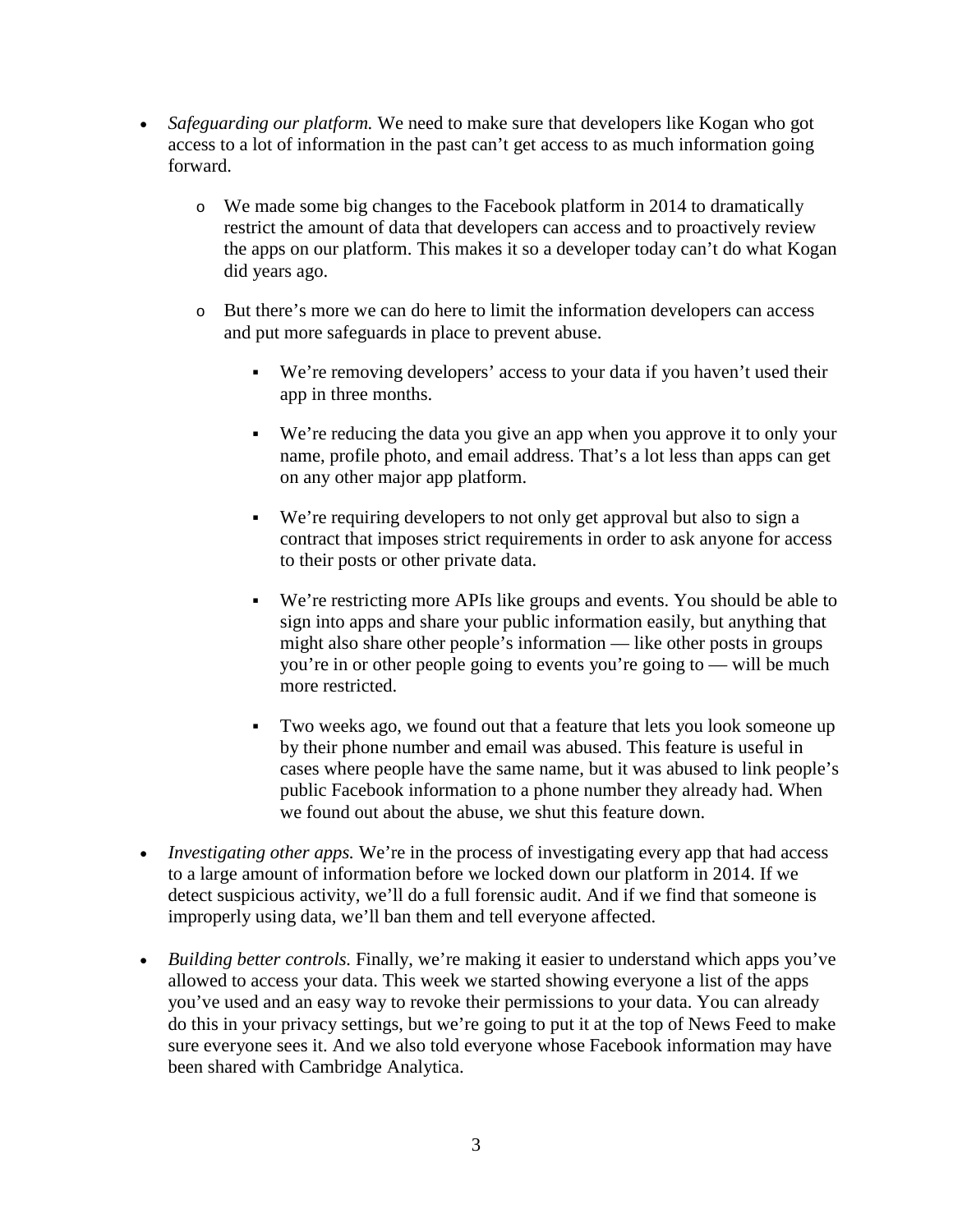- *Safeguarding our platform.* We need to make sure that developers like Kogan who got access to a lot of information in the past can't get access to as much information going forward.
  - We made some big changes to the Facebook platform in 2014 to dramatically restrict the amount of data that developers can access and to proactively review the apps on our platform. This makes it so a developer today can't do what Kogan did years ago.
  - But there's more we can do here to limit the information developers can access and put more safeguards in place to prevent abuse.
    - We're removing developers' access to your data if you haven't used their app in three months.
    - We're reducing the data you give an app when you approve it to only your name, profile photo, and email address. That's a lot less than apps can get on any other major app platform.
    - We're requiring developers to not only get approval but also to sign a contract that imposes strict requirements in order to ask anyone for access to their posts or other private data.
    - We're restricting more APIs like groups and events. You should be able to sign into apps and share your public information easily, but anything that might also share other people's information — like other posts in groups you're in or other people going to events you're going to — will be much more restricted.
    - Two weeks ago, we found out that a feature that lets you look someone up by their phone number and email was abused. This feature is useful in cases where people have the same name, but it was abused to link people's public Facebook information to a phone number they already had. When we found out about the abuse, we shut this feature down.
- *Investigating other apps.* We're in the process of investigating every app that had access to a large amount of information before we locked down our platform in 2014. If we detect suspicious activity, we'll do a full forensic audit. And if we find that someone is improperly using data, we'll ban them and tell everyone affected.
- *Building better controls.* Finally, we're making it easier to understand which apps you've allowed to access your data. This week we started showing everyone a list of the apps you've used and an easy way to revoke their permissions to your data. You can already do this in your privacy settings, but we're going to put it at the top of News Feed to make sure everyone sees it. And we also told everyone whose Facebook information may have been shared with Cambridge Analytica.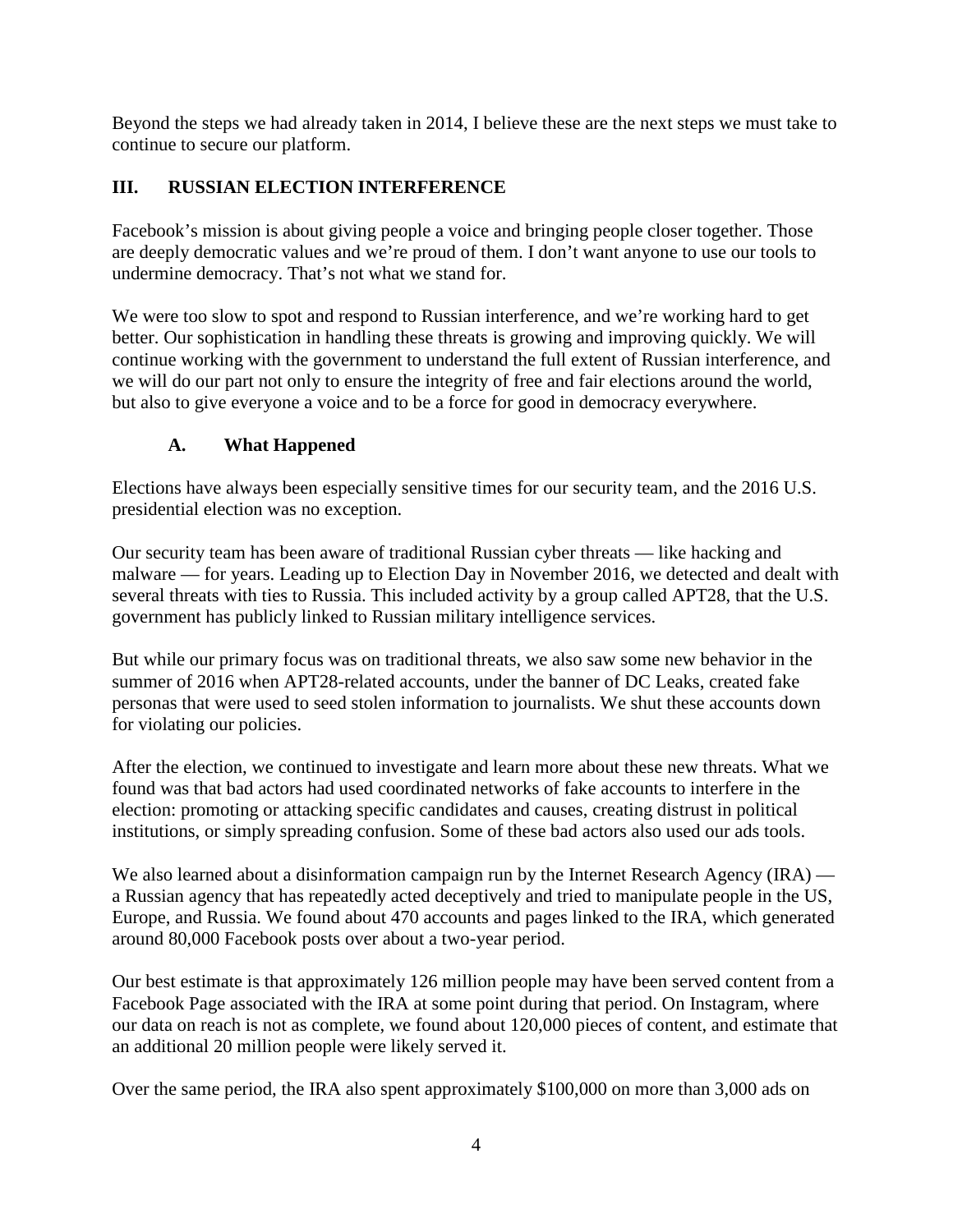Beyond the steps we had already taken in 2014, I believe these are the next steps we must take to continue to secure our platform.

## III. RUSSIAN ELECTION INTERFERENCE

Facebook's mission is about giving people a voice and bringing people closer together. Those are deeply democratic values and we're proud of them. I don't want anyone to use our tools to undermine democracy. That's not what we stand for.

We were too slow to spot and respond to Russian interference, and we're working hard to get better. Our sophistication in handling these threats is growing and improving quickly. We will continue working with the government to understand the full extent of Russian interference, and we will do our part not only to ensure the integrity of free and fair elections around the world, but also to give everyone a voice and to be a force for good in democracy everywhere.

### A. What Happened

Elections have always been especially sensitive times for our security team, and the 2016 U.S. presidential election was no exception.

Our security team has been aware of traditional Russian cyber threats — like hacking and malware — for years. Leading up to Election Day in November 2016, we detected and dealt with several threats with ties to Russia. This included activity by a group called APT28, that the U.S. government has publicly linked to Russian military intelligence services.

But while our primary focus was on traditional threats, we also saw some new behavior in the summer of 2016 when APT28-related accounts, under the banner of DC Leaks, created fake personas that were used to seed stolen information to journalists. We shut these accounts down for violating our policies.

After the election, we continued to investigate and learn more about these new threats. What we found was that bad actors had used coordinated networks of fake accounts to interfere in the election: promoting or attacking specific candidates and causes, creating distrust in political institutions, or simply spreading confusion. Some of these bad actors also used our ads tools.

We also learned about a disinformation campaign run by the Internet Research Agency (IRA) — a Russian agency that has repeatedly acted deceptively and tried to manipulate people in the US, Europe, and Russia. We found about 470 accounts and pages linked to the IRA, which generated around 80,000 Facebook posts over about a two-year period.

Our best estimate is that approximately 126 million people may have been served content from a Facebook Page associated with the IRA at some point during that period. On Instagram, where our data on reach is not as complete, we found about 120,000 pieces of content, and estimate that an additional 20 million people were likely served it.

Over the same period, the IRA also spent approximately $100,000 on more than 3,000 ads on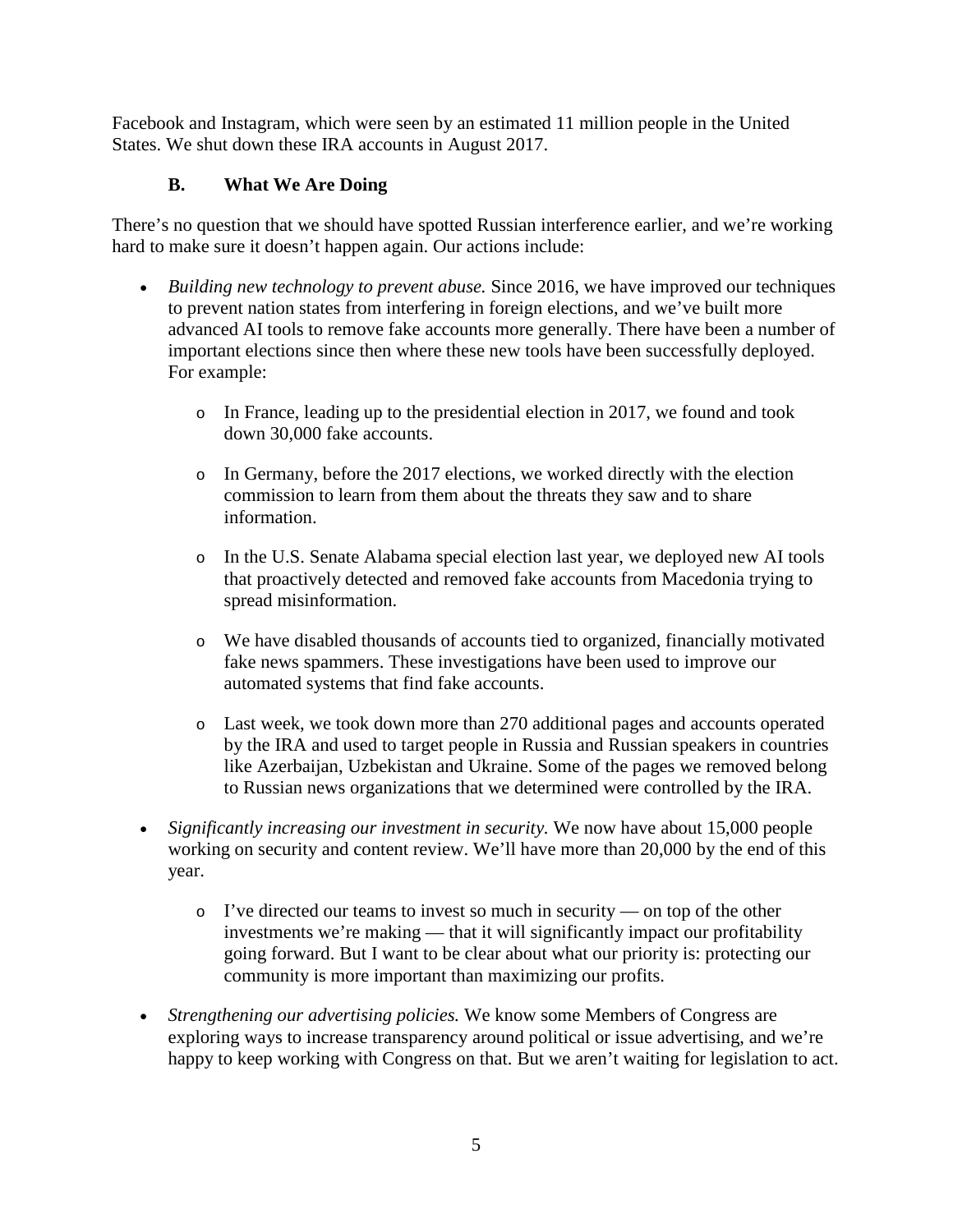Facebook and Instagram, which were seen by an estimated 11 million people in the United States. We shut down these IRA accounts in August 2017.

### B. What We Are Doing

There's no question that we should have spotted Russian interference earlier, and we're working hard to make sure it doesn't happen again. Our actions include:

- *Building new technology to prevent abuse.* Since 2016, we have improved our techniques to prevent nation states from interfering in foreign elections, and we've built more advanced AI tools to remove fake accounts more generally. There have been a number of important elections since then where these new tools have been successfully deployed. For example:
  - In France, leading up to the presidential election in 2017, we found and took down 30,000 fake accounts.
  - In Germany, before the 2017 elections, we worked directly with the election commission to learn from them about the threats they saw and to share information.
  - In the U.S. Senate Alabama special election last year, we deployed new AI tools that proactively detected and removed fake accounts from Macedonia trying to spread misinformation.
  - We have disabled thousands of accounts tied to organized, financially motivated fake news spammers. These investigations have been used to improve our automated systems that find fake accounts.
  - Last week, we took down more than 270 additional pages and accounts operated by the IRA and used to target people in Russia and Russian speakers in countries like Azerbaijan, Uzbekistan and Ukraine. Some of the pages we removed belong to Russian news organizations that we determined were controlled by the IRA.
- *Significantly increasing our investment in security.* We now have about 15,000 people working on security and content review. We'll have more than 20,000 by the end of this year.
  - I've directed our teams to invest so much in security — on top of the other investments we're making — that it will significantly impact our profitability going forward. But I want to be clear about what our priority is: protecting our community is more important than maximizing our profits.
- *Strengthening our advertising policies.* We know some Members of Congress are exploring ways to increase transparency around political or issue advertising, and we're happy to keep working with Congress on that. But we aren't waiting for legislation to act.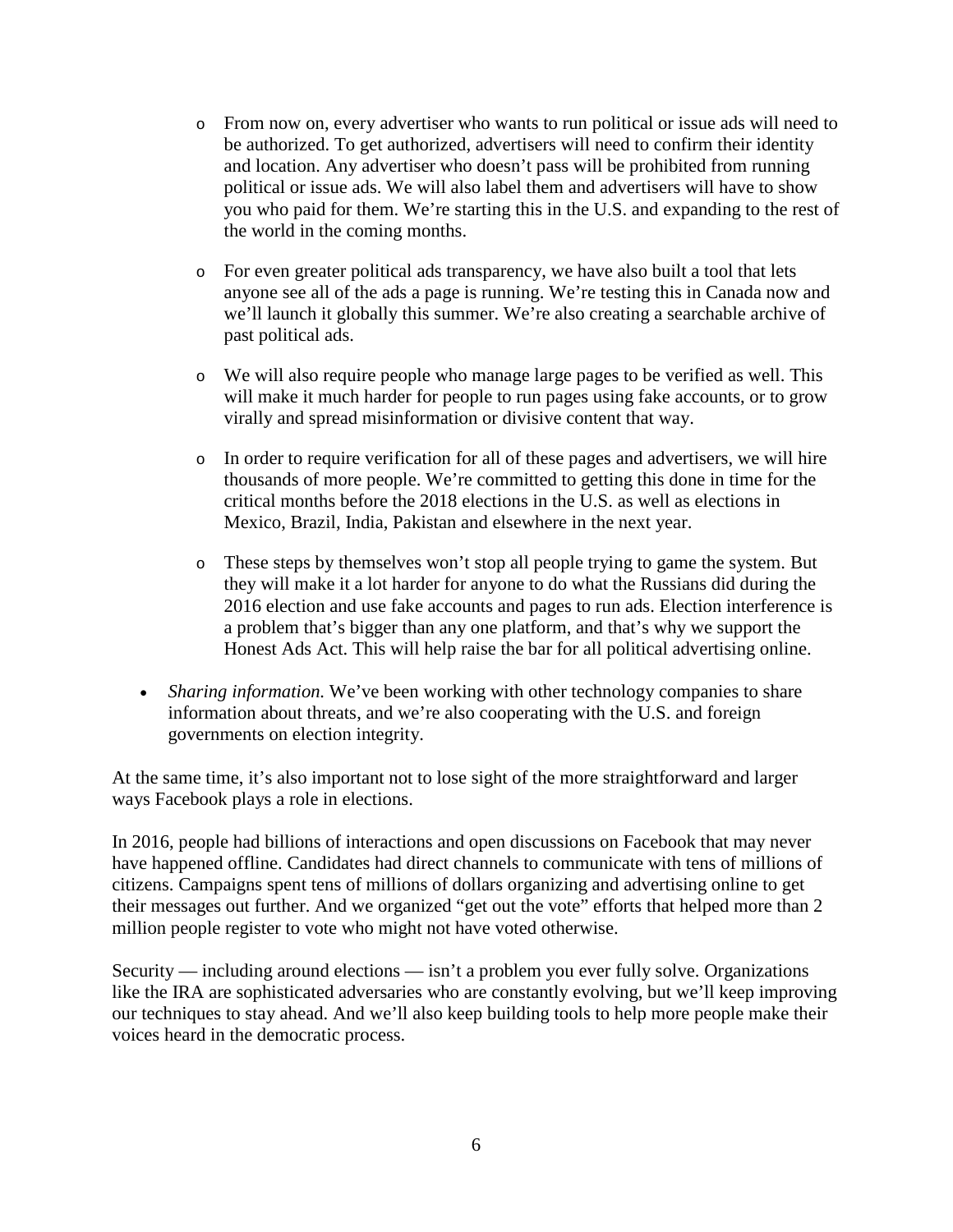- From now on, every advertiser who wants to run political or issue ads will need to be authorized. To get authorized, advertisers will need to confirm their identity and location. Any advertiser who doesn't pass will be prohibited from running political or issue ads. We will also label them and advertisers will have to show you who paid for them. We're starting this in the U.S. and expanding to the rest of the world in the coming months.

  - For even greater political ads transparency, we have also built a tool that lets anyone see all of the ads a page is running. We're testing this in Canada now and we'll launch it globally this summer. We're also creating a searchable archive of past political ads.

  - We will also require people who manage large pages to be verified as well. This will make it much harder for people to run pages using fake accounts, or to grow virally and spread misinformation or divisive content that way.

  - In order to require verification for all of these pages and advertisers, we will hire thousands of more people. We're committed to getting this done in time for the critical months before the 2018 elections in the U.S. as well as elections in Mexico, Brazil, India, Pakistan and elsewhere in the next year.

  - These steps by themselves won't stop all people trying to game the system. But they will make it a lot harder for anyone to do what the Russians did during the 2016 election and use fake accounts and pages to run ads. Election interference is a problem that's bigger than any one platform, and that's why we support the Honest Ads Act. This will help raise the bar for all political advertising online.

- *Sharing information.* We've been working with other technology companies to share information about threats, and we're also cooperating with the U.S. and foreign governments on election integrity.

At the same time, it's also important not to lose sight of the more straightforward and larger ways Facebook plays a role in elections.

In 2016, people had billions of interactions and open discussions on Facebook that may never have happened offline. Candidates had direct channels to communicate with tens of millions of citizens. Campaigns spent tens of millions of dollars organizing and advertising online to get their messages out further. And we organized "get out the vote" efforts that helped more than 2 million people register to vote who might not have voted otherwise.

Security — including around elections — isn't a problem you ever fully solve. Organizations like the IRA are sophisticated adversaries who are constantly evolving, but we'll keep improving our techniques to stay ahead. And we'll also keep building tools to help more people make their voices heard in the democratic process.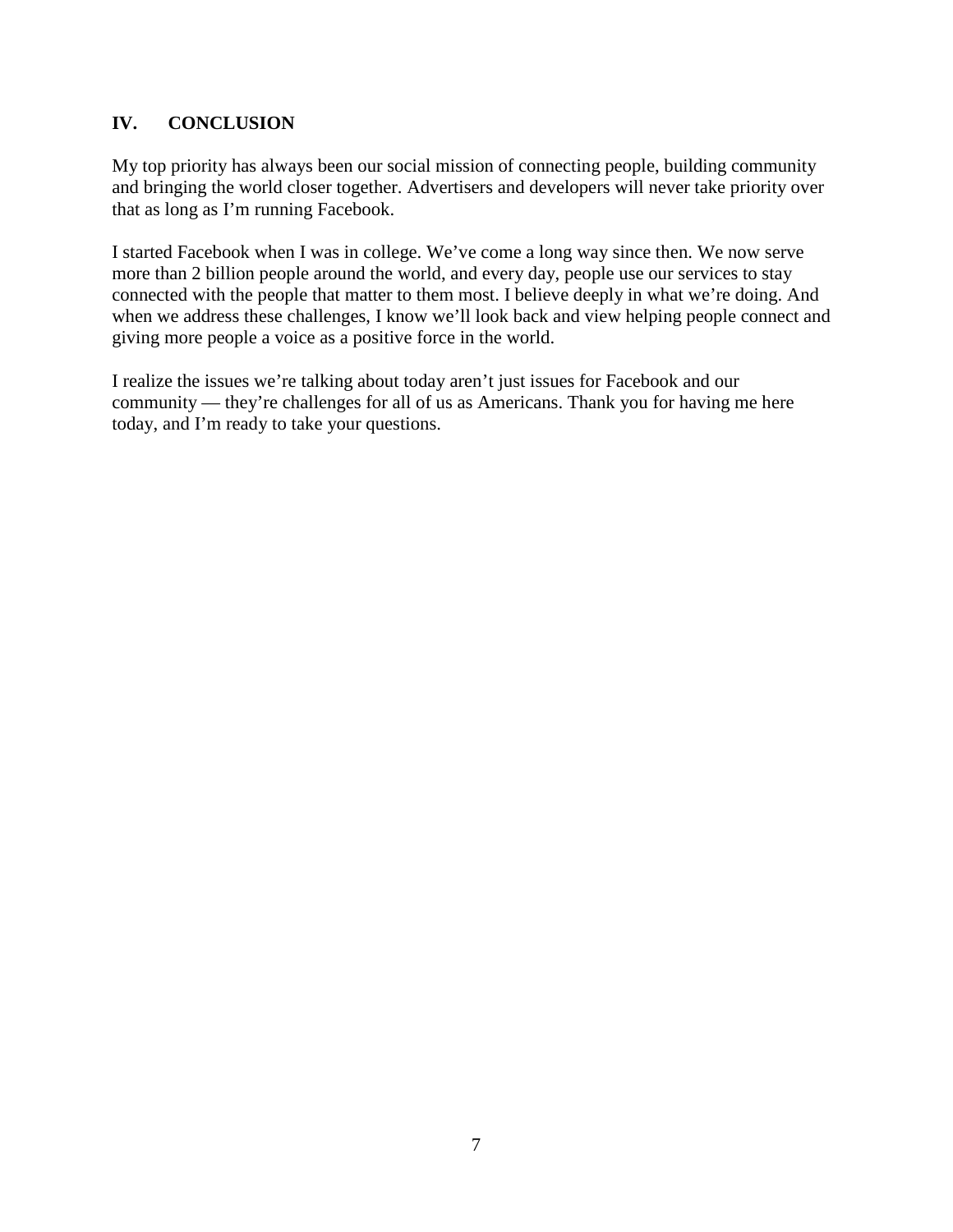## IV. CONCLUSION

My top priority has always been our social mission of connecting people, building community and bringing the world closer together. Advertisers and developers will never take priority over that as long as I'm running Facebook.

I started Facebook when I was in college. We've come a long way since then. We now serve more than 2 billion people around the world, and every day, people use our services to stay connected with the people that matter to them most. I believe deeply in what we're doing. And when we address these challenges, I know we'll look back and view helping people connect and giving more people a voice as a positive force in the world.

I realize the issues we're talking about today aren't just issues for Facebook and our community — they're challenges for all of us as Americans. Thank you for having me here today, and I'm ready to take your questions.